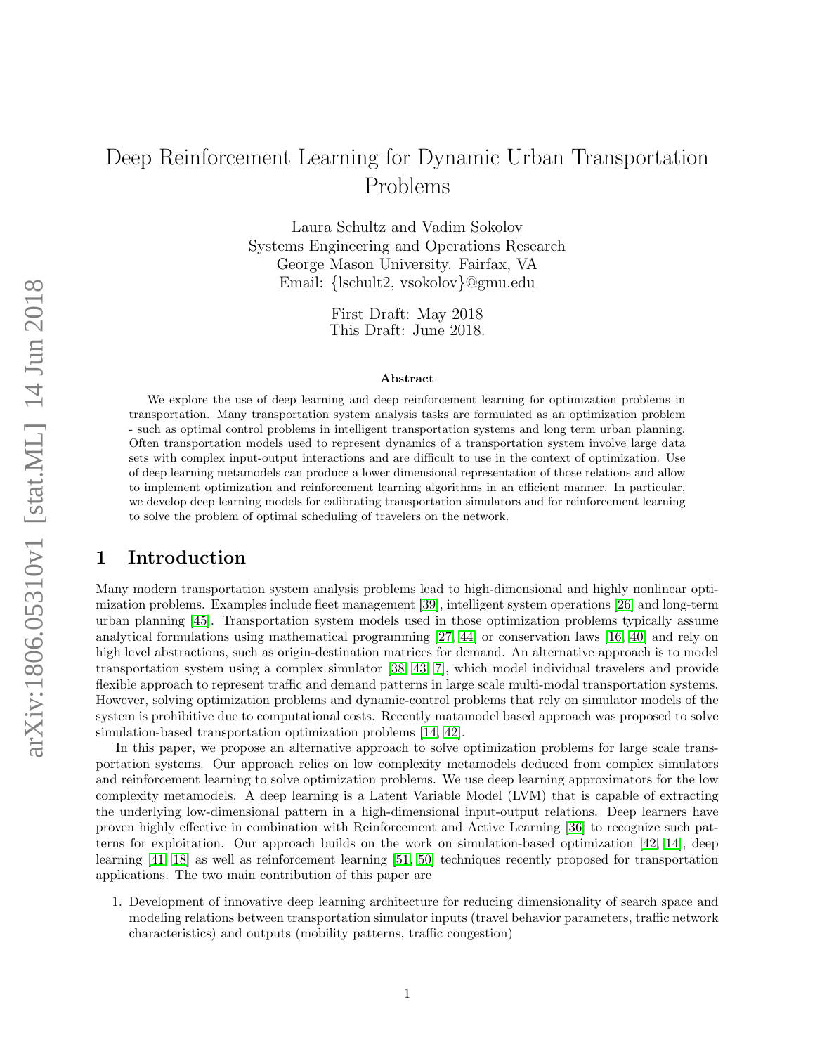# Deep Reinforcement Learning for Dynamic Urban Transportation Problems

Laura Schultz and Vadim Sokolov
Systems Engineering and Operations Research
George Mason University. Fairfax, VA
Email: {lschult2, vsokolov}@gmu.edu

First Draft: May 2018
This Draft: June 2018.

### Abstract

We explore the use of deep learning and deep reinforcement learning for optimization problems in transportation. Many transportation system analysis tasks are formulated as an optimization problem - such as optimal control problems in intelligent transportation systems and long term urban planning. Often transportation models used to represent dynamics of a transportation system involve large data sets with complex input-output interactions and are difficult to use in the context of optimization. Use of deep learning metamodels can produce a lower dimensional representation of those relations and allow to implement optimization and reinforcement learning algorithms in an efficient manner. In particular, we develop deep learning models for calibrating transportation simulators and for reinforcement learning to solve the problem of optimal scheduling of travelers on the network.

## 1 Introduction

Many modern transportation system analysis problems lead to high-dimensional and highly nonlinear optimization problems. Examples include fleet management [39], intelligent system operations [26] and long-term urban planning [45]. Transportation system models used in those optimization problems typically assume analytical formulations using mathematical programming [27, 44] or conservation laws [16, 40] and rely on high level abstractions, such as origin-destination matrices for demand. An alternative approach is to model transportation system using a complex simulator [38, 43, 7], which model individual travelers and provide flexible approach to represent traffic and demand patterns in large scale multi-modal transportation systems. However, solving optimization problems and dynamic-control problems that rely on simulator models of the system is prohibitive due to computational costs. Recently matamodel based approach was proposed to solve simulation-based transportation optimization problems [14, 42].

In this paper, we propose an alternative approach to solve optimization problems for large scale transportation systems. Our approach relies on low complexity metamodels deduced from complex simulators and reinforcement learning to solve optimization problems. We use deep learning approximators for the low complexity metamodels. A deep learning is a Latent Variable Model (LVM) that is capable of extracting the underlying low-dimensional pattern in a high-dimensional input-output relations. Deep learners have proven highly effective in combination with Reinforcement and Active Learning [36] to recognize such patterns for exploitation. Our approach builds on the work on simulation-based optimization [42, 14], deep learning [41, 18] as well as reinforcement learning [51, 50] techniques recently proposed for transportation applications. The two main contribution of this paper are

1. Development of innovative deep learning architecture for reducing dimensionality of search space and modeling relations between transportation simulator inputs (travel behavior parameters, traffic network characteristics) and outputs (mobility patterns, traffic congestion)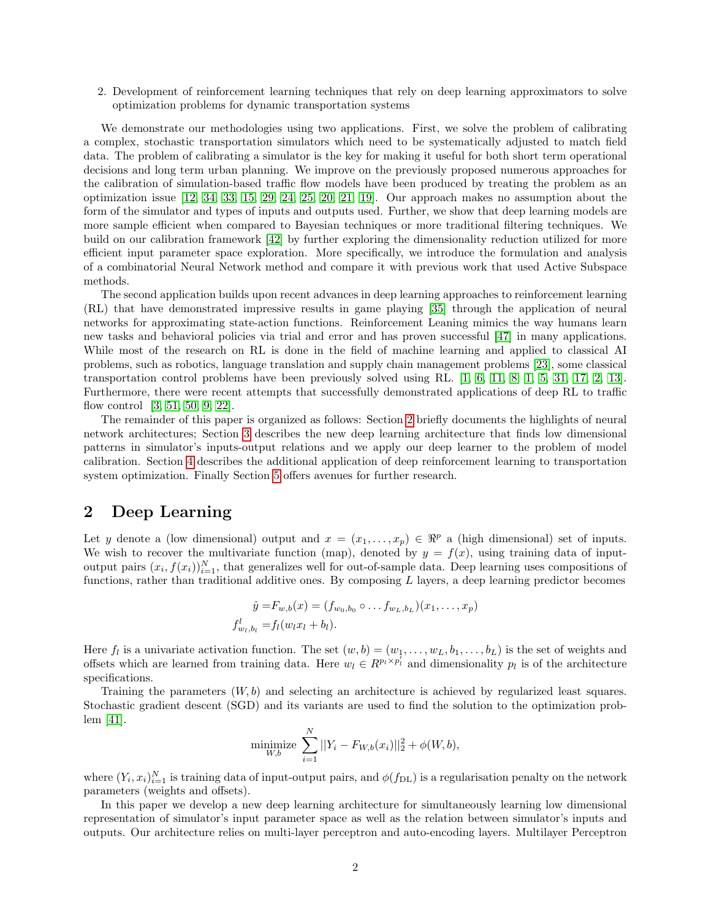2. Development of reinforcement learning techniques that rely on deep learning approximators to solve optimization problems for dynamic transportation systems

We demonstrate our methodologies using two applications. First, we solve the problem of calibrating a complex, stochastic transportation simulators which need to be systematically adjusted to match field data. The problem of calibrating a simulator is the key for making it useful for both short term operational decisions and long term urban planning. We improve on the previously proposed numerous approaches for the calibration of simulation-based traffic flow models have been produced by treating the problem as an optimization issue [12, 34, 33, 15, 29, 24, 25, 20, 21, 19]. Our approach makes no assumption about the form of the simulator and types of inputs and outputs used. Further, we show that deep learning models are more sample efficient when compared to Bayesian techniques or more traditional filtering techniques. We build on our calibration framework [42] by further exploring the dimensionality reduction utilized for more efficient input parameter space exploration. More specifically, we introduce the formulation and analysis of a combinatorial Neural Network method and compare it with previous work that used Active Subspace methods.

The second application builds upon recent advances in deep learning approaches to reinforcement learning (RL) that have demonstrated impressive results in game playing [35] through the application of neural networks for approximating state-action functions. Reinforcement Leaning mimics the way humans learn new tasks and behavioral policies via trial and error and has proven successful [47] in many applications. While most of the research on RL is done in the field of machine learning and applied to classical AI problems, such as robotics, language translation and supply chain management problems [23], some classical transportation control problems have been previously solved using RL. [1, 6, 11, 8, 1, 5, 31, 17, 2, 13]. Furthermore, there were recent attempts that successfully demonstrated applications of deep RL to traffic flow control [3, 51, 50, 9, 22].

The remainder of this paper is organized as follows: Section 2 briefly documents the highlights of neural network architectures; Section 3 describes the new deep learning architecture that finds low dimensional patterns in simulator's inputs-output relations and we apply our deep learner to the problem of model calibration. Section 4 describes the additional application of deep reinforcement learning to transportation system optimization. Finally Section 5 offers avenues for further research.

## 2 Deep Learning

Let $y$ denote a (low dimensional) output and $x = (x_1, \ldots, x_p) \in \Re^p$ a (high dimensional) set of inputs. We wish to recover the multivariate function (map), denoted by $y = f(x)$, using training data of input-output pairs $(x_i, f(x_i))_{i=1}^N$, that generalizes well for out-of-sample data. Deep learning uses compositions of functions, rather than traditional additive ones. By composing $L$ layers, a deep learning predictor becomes

$$
\begin{aligned}
\hat{y} =& F_{w,b}(x) = (f_{w_0,b_0} \circ \ldots f_{w_L,b_L})(x_1, \ldots, x_p) \\
f^l_{w_l,b_l} =& f_l(w_l x_l + b_l).
\end{aligned}
$$

Here $f_l$ is a univariate activation function. The set $(w, b) = (w_1, \ldots, w_L, b_1, \ldots, b_L)$ is the set of weights and offsets which are learned from training data. Here $w_l \in R^{p_l \times p_l'}$ and dimensionality $p_l$ is of the architecture specifications.

Training the parameters $(W, b)$ and selecting an architecture is achieved by regularized least squares. Stochastic gradient descent (SGD) and its variants are used to find the solution to the optimization problem [41].

$$
\underset{W,b}{\text{minimize}} \sum_{i=1}^{N} ||Y_i - F_{W,b}(x_i)||_2^2 + \phi(W, b),
$$

where $(Y_i, x_i)_{i=1}^N$ is training data of input-output pairs, and $\phi(f_{\text{DL}})$ is a regularisation penalty on the network parameters (weights and offsets).

In this paper we develop a new deep learning architecture for simultaneously learning low dimensional representation of simulator's input parameter space as well as the relation between simulator's inputs and outputs. Our architecture relies on multi-layer perceptron and auto-encoding layers. Multilayer Perceptron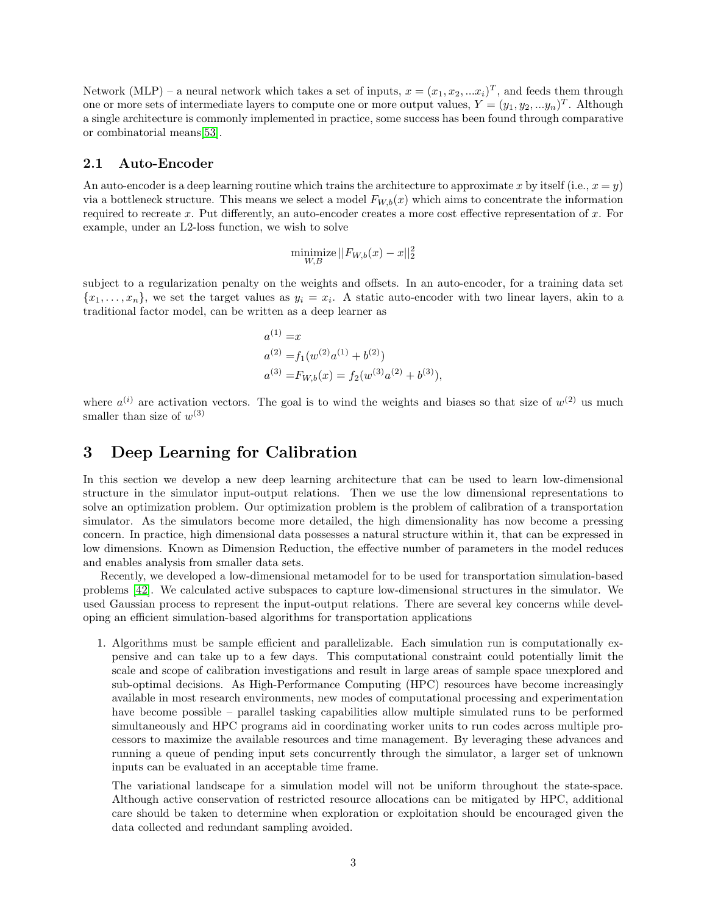Network (MLP) – a neural network which takes a set of inputs, $x = (x_1, x_2, ...x_i)^T$, and feeds them through one or more sets of intermediate layers to compute one or more output values, $Y = (y_1, y_2, ...y_n)^T$. Although a single architecture is commonly implemented in practice, some success has been found through comparative or combinatorial means[53].

### 2.1 Auto-Encoder

An auto-encoder is a deep learning routine which trains the architecture to approximate $x$ by itself (i.e., $x = y$) via a bottleneck structure. This means we select a model $F_{W,b}(x)$ which aims to concentrate the information required to recreate $x$. Put differently, an auto-encoder creates a more cost effective representation of $x$. For example, under an L2-loss function, we wish to solve

$$\underset{W,B}{\text{minimize}} \, ||F_{W,b}(x) - x||_2^2$$

subject to a regularization penalty on the weights and offsets. In an auto-encoder, for a training data set $\{x_1, \ldots, x_n\}$, we set the target values as $y_i = x_i$. A static auto-encoder with two linear layers, akin to a traditional factor model, can be written as a deep learner as

$$\begin{aligned}
a^{(1)} &= x \\
a^{(2)} &= f_1(w^{(2)} a^{(1)} + b^{(2)}) \\
a^{(3)} &= F_{W,b}(x) = f_2(w^{(3)} a^{(2)} + b^{(3)}),
\end{aligned}$$

where $a^{(i)}$ are activation vectors. The goal is to wind the weights and biases so that size of $w^{(2)}$ us much smaller than size of $w^{(3)}$

## 3 Deep Learning for Calibration

In this section we develop a new deep learning architecture that can be used to learn low-dimensional structure in the simulator input-output relations. Then we use the low dimensional representations to solve an optimization problem. Our optimization problem is the problem of calibration of a transportation simulator. As the simulators become more detailed, the high dimensionality has now become a pressing concern. In practice, high dimensional data possesses a natural structure within it, that can be expressed in low dimensions. Known as Dimension Reduction, the effective number of parameters in the model reduces and enables analysis from smaller data sets.

Recently, we developed a low-dimensional metamodel for to be used for transportation simulation-based problems [42]. We calculated active subspaces to capture low-dimensional structures in the simulator. We used Gaussian process to represent the input-output relations. There are several key concerns while developing an efficient simulation-based algorithms for transportation applications

1. Algorithms must be sample efficient and parallelizable. Each simulation run is computationally expensive and can take up to a few days. This computational constraint could potentially limit the scale and scope of calibration investigations and result in large areas of sample space unexplored and sub-optimal decisions. As High-Performance Computing (HPC) resources have become increasingly available in most research environments, new modes of computational processing and experimentation have become possible – parallel tasking capabilities allow multiple simulated runs to be performed simultaneously and HPC programs aid in coordinating worker units to run codes across multiple processors to maximize the available resources and time management. By leveraging these advances and running a queue of pending input sets concurrently through the simulator, a larger set of unknown inputs can be evaluated in an acceptable time frame.

   The variational landscape for a simulation model will not be uniform throughout the state-space. Although active conservation of restricted resource allocations can be mitigated by HPC, additional care should be taken to determine when exploration or exploitation should be encouraged given the data collected and redundant sampling avoided.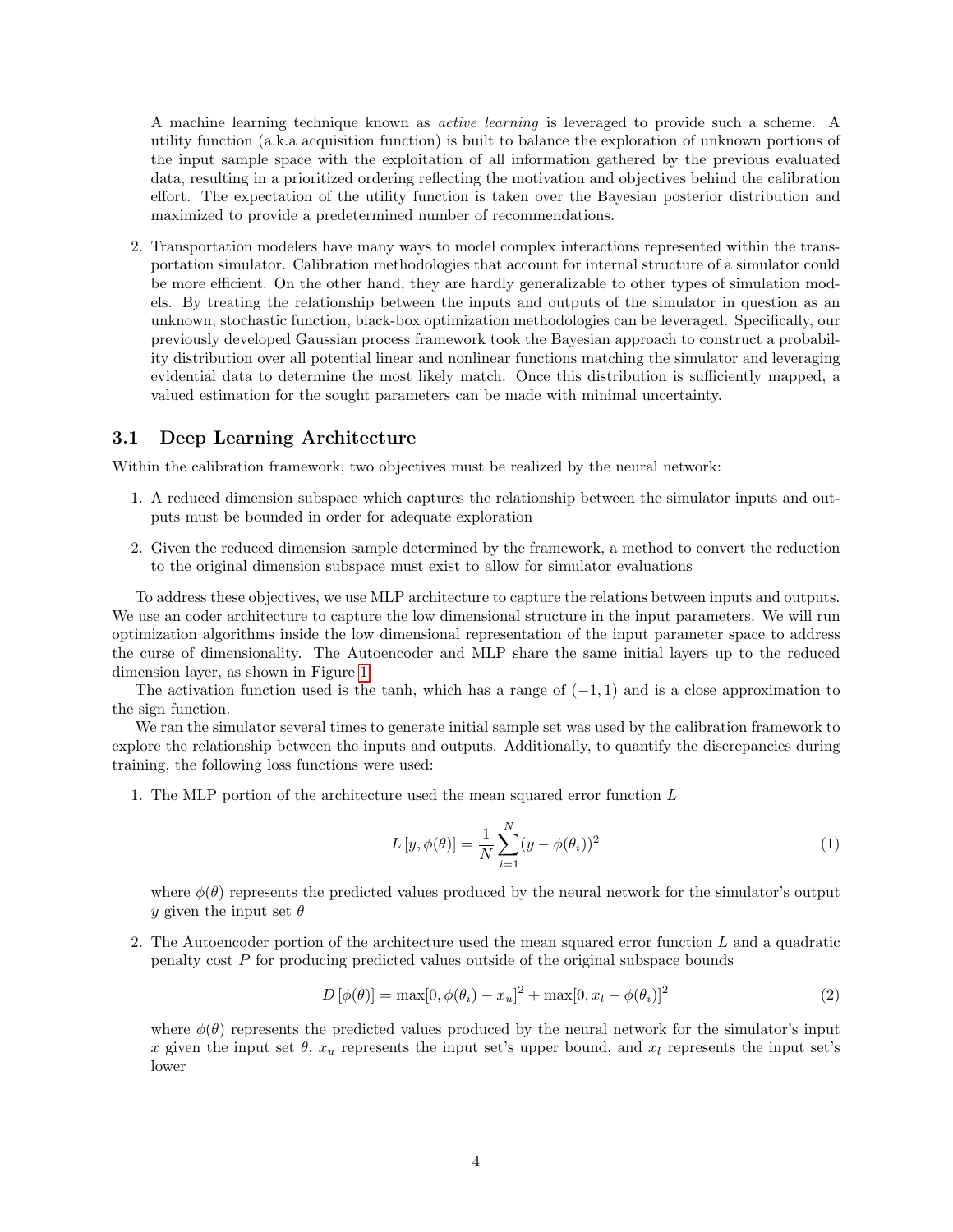A machine learning technique known as *active learning* is leveraged to provide such a scheme. A utility function (a.k.a acquisition function) is built to balance the exploration of unknown portions of the input sample space with the exploitation of all information gathered by the previous evaluated data, resulting in a prioritized ordering reflecting the motivation and objectives behind the calibration effort. The expectation of the utility function is taken over the Bayesian posterior distribution and maximized to provide a predetermined number of recommendations.

2. Transportation modelers have many ways to model complex interactions represented within the transportation simulator. Calibration methodologies that account for internal structure of a simulator could be more efficient. On the other hand, they are hardly generalizable to other types of simulation models. By treating the relationship between the inputs and outputs of the simulator in question as an unknown, stochastic function, black-box optimization methodologies can be leveraged. Specifically, our previously developed Gaussian process framework took the Bayesian approach to construct a probability distribution over all potential linear and nonlinear functions matching the simulator and leveraging evidential data to determine the most likely match. Once this distribution is sufficiently mapped, a valued estimation for the sought parameters can be made with minimal uncertainty.

### 3.1 Deep Learning Architecture

Within the calibration framework, two objectives must be realized by the neural network:

1. A reduced dimension subspace which captures the relationship between the simulator inputs and outputs must be bounded in order for adequate exploration
2. Given the reduced dimension sample determined by the framework, a method to convert the reduction to the original dimension subspace must exist to allow for simulator evaluations

To address these objectives, we use MLP architecture to capture the relations between inputs and outputs. We use an coder architecture to capture the low dimensional structure in the input parameters. We will run optimization algorithms inside the low dimensional representation of the input parameter space to address the curse of dimensionality. The Autoencoder and MLP share the same initial layers up to the reduced dimension layer, as shown in Figure 1.

The activation function used is the tanh, which has a range of $(-1, 1)$ and is a close approximation to the sign function.

We ran the simulator several times to generate initial sample set was used by the calibration framework to explore the relationship between the inputs and outputs. Additionally, to quantify the discrepancies during training, the following loss functions were used:

1. The MLP portion of the architecture used the mean squared error function $L$

$$L\left[y, \phi(\theta)\right] = \frac{1}{N}\sum_{i=1}^{N}(y - \phi(\theta_i))^2 \tag{1}$$

where $\phi(\theta)$ represents the predicted values produced by the neural network for the simulator's output $y$ given the input set $\theta$

2. The Autoencoder portion of the architecture used the mean squared error function $L$ and a quadratic penalty cost $P$ for producing predicted values outside of the original subspace bounds

$$D\left[\phi(\theta)\right] = \max[0, \phi(\theta_i) - x_u]^2 + \max[0, x_l - \phi(\theta_i)]^2 \tag{2}$$

where $\phi(\theta)$ represents the predicted values produced by the neural network for the simulator's input $x$ given the input set $\theta$, $x_u$ represents the input set's upper bound, and $x_l$ represents the input set's lower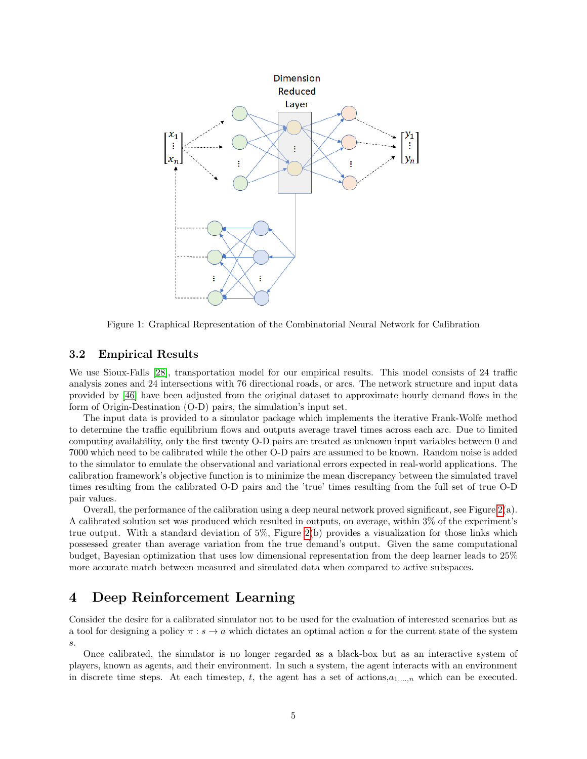Figure 1: Graphical Representation of the Combinatorial Neural Network for Calibration

### 3.2 Empirical Results

We use Sioux-Falls [28], transportation model for our empirical results. This model consists of 24 traffic analysis zones and 24 intersections with 76 directional roads, or arcs. The network structure and input data provided by [46] have been adjusted from the original dataset to approximate hourly demand flows in the form of Origin-Destination (O-D) pairs, the simulation's input set.

The input data is provided to a simulator package which implements the iterative Frank-Wolfe method to determine the traffic equilibrium flows and outputs average travel times across each arc. Due to limited computing availability, only the first twenty O-D pairs are treated as unknown input variables between 0 and 7000 which need to be calibrated while the other O-D pairs are assumed to be known. Random noise is added to the simulator to emulate the observational and variational errors expected in real-world applications. The calibration framework's objective function is to minimize the mean discrepancy between the simulated travel times resulting from the calibrated O-D pairs and the 'true' times resulting from the full set of true O-D pair values.

Overall, the performance of the calibration using a deep neural network proved significant, see Figure 2(a). A calibrated solution set was produced which resulted in outputs, on average, within 3% of the experiment's true output. With a standard deviation of 5%, Figure 2(b) provides a visualization for those links which possessed greater than average variation from the true demand's output. Given the same computational budget, Bayesian optimization that uses low dimensional representation from the deep learner leads to 25% more accurate match between measured and simulated data when compared to active subspaces.

## 4 Deep Reinforcement Learning

Consider the desire for a calibrated simulator not to be used for the evaluation of interested scenarios but as a tool for designing a policy $\pi : s \rightarrow a$ which dictates an optimal action $a$ for the current state of the system $s$.

Once calibrated, the simulator is no longer regarded as a black-box but as an interactive system of players, known as agents, and their environment. In such a system, the agent interacts with an environment in discrete time steps. At each timestep, $t$, the agent has a set of actions,$a_{1,\dots,n}$ which can be executed.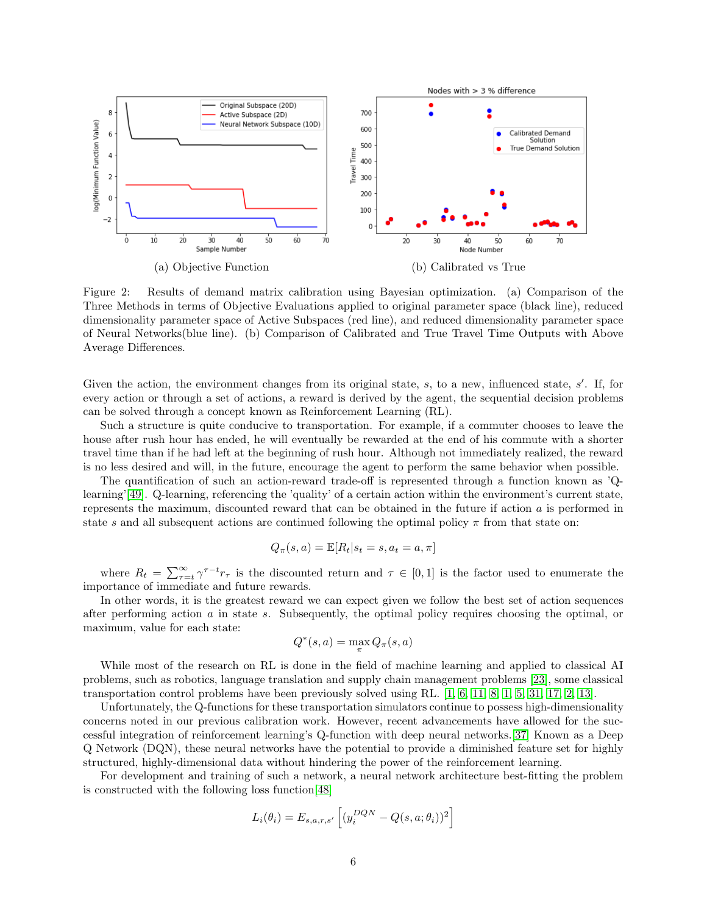(a) Objective Function

(b) Calibrated vs True

Figure 2: Results of demand matrix calibration using Bayesian optimization. (a) Comparison of the Three Methods in terms of Objective Evaluations applied to original parameter space (black line), reduced dimensionality parameter space of Active Subspaces (red line), and reduced dimensionality parameter space of Neural Networks(blue line). (b) Comparison of Calibrated and True Travel Time Outputs with Above Average Differences.

Given the action, the environment changes from its original state, $s$, to a new, influenced state, $s'$. If, for every action or through a set of actions, a reward is derived by the agent, the sequential decision problems can be solved through a concept known as Reinforcement Learning (RL).

Such a structure is quite conducive to transportation. For example, if a commuter chooses to leave the house after rush hour has ended, he will eventually be rewarded at the end of his commute with a shorter travel time than if he had left at the beginning of rush hour. Although not immediately realized, the reward is no less desired and will, in the future, encourage the agent to perform the same behavior when possible.

The quantification of such an action-reward trade-off is represented through a function known as 'Q-learning'[49]. Q-learning, referencing the 'quality' of a certain action within the environment's current state, represents the maximum, discounted reward that can be obtained in the future if action $a$ is performed in state $s$ and all subsequent actions are continued following the optimal policy $\pi$ from that state on:

$$Q_\pi(s,a) = \mathbb{E}[R_t | s_t = s, a_t = a, \pi]$$

where $R_t = \sum_{\tau=t}^{\infty} \gamma^{\tau-t} r_\tau$ is the discounted return and $\tau \in [0,1]$ is the factor used to enumerate the importance of immediate and future rewards.

In other words, it is the greatest reward we can expect given we follow the best set of action sequences after performing action $a$ in state $s$. Subsequently, the optimal policy requires choosing the optimal, or maximum, value for each state:

$$Q^*(s,a) = \max_\pi Q_\pi(s,a)$$

While most of the research on RL is done in the field of machine learning and applied to classical AI problems, such as robotics, language translation and supply chain management problems [23], some classical transportation control problems have been previously solved using RL. [1, 6, 11, 8, 1, 5, 31, 17, 2, 13].

Unfortunately, the Q-functions for these transportation simulators continue to possess high-dimensionality concerns noted in our previous calibration work. However, recent advancements have allowed for the successful integration of reinforcement learning's Q-function with deep neural networks.[37] Known as a Deep Q Network (DQN), these neural networks have the potential to provide a diminished feature set for highly structured, highly-dimensional data without hindering the power of the reinforcement learning.

For development and training of such a network, a neural network architecture best-fitting the problem is constructed with the following loss function[48]

$$L_i(\theta_i) = E_{s,a,r,s'}\left[(y_i^{DQN} - Q(s,a;\theta_i))^2\right]$$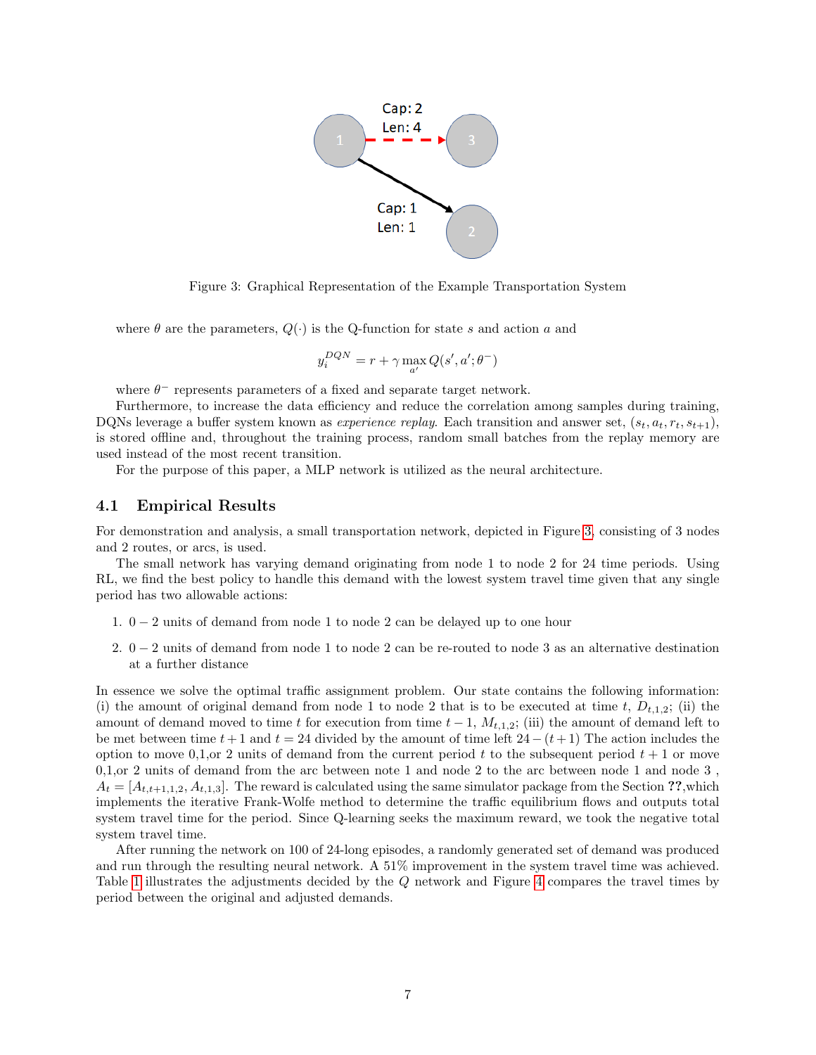Figure 3: Graphical Representation of the Example Transportation System

where $\theta$ are the parameters, $Q(\cdot)$ is the Q-function for state $s$ and action $a$ and

$$y_i^{DQN} = r + \gamma \max_{a'} Q(s', a'; \theta^-)$$

where $\theta^-$ represents parameters of a fixed and separate target network.

Furthermore, to increase the data efficiency and reduce the correlation among samples during training, DQNs leverage a buffer system known as *experience replay*. Each transition and answer set, $(s_t, a_t, r_t, s_{t+1})$, is stored offline and, throughout the training process, random small batches from the replay memory are used instead of the most recent transition.

For the purpose of this paper, a MLP network is utilized as the neural architecture.

## 4.1 Empirical Results

For demonstration and analysis, a small transportation network, depicted in Figure 3, consisting of 3 nodes and 2 routes, or arcs, is used.

The small network has varying demand originating from node 1 to node 2 for 24 time periods. Using RL, we find the best policy to handle this demand with the lowest system travel time given that any single period has two allowable actions:

1. $0-2$ units of demand from node 1 to node 2 can be delayed up to one hour
2. $0-2$ units of demand from node 1 to node 2 can be re-routed to node 3 as an alternative destination at a further distance

In essence we solve the optimal traffic assignment problem. Our state contains the following information: (i) the amount of original demand from node 1 to node 2 that is to be executed at time $t$, $D_{t,1,2}$; (ii) the amount of demand moved to time $t$ for execution from time $t-1$, $M_{t,1,2}$; (iii) the amount of demand left to be met between time $t+1$ and $t = 24$ divided by the amount of time left $24-(t+1)$ The action includes the option to move 0,1,or 2 units of demand from the current period $t$ to the subsequent period $t+1$ or move 0,1,or 2 units of demand from the arc between note 1 and node 2 to the arc between node 1 and node 3 , $A_t = [A_{t,t+1,1,2}, A_{t,1,3}]$. The reward is calculated using the same simulator package from the Section **??**,which implements the iterative Frank-Wolfe method to determine the traffic equilibrium flows and outputs total system travel time for the period. Since Q-learning seeks the maximum reward, we took the negative total system travel time.

After running the network on 100 of 24-long episodes, a randomly generated set of demand was produced and run through the resulting neural network. A 51% improvement in the system travel time was achieved. Table 1 illustrates the adjustments decided by the $Q$ network and Figure 4 compares the travel times by period between the original and adjusted demands.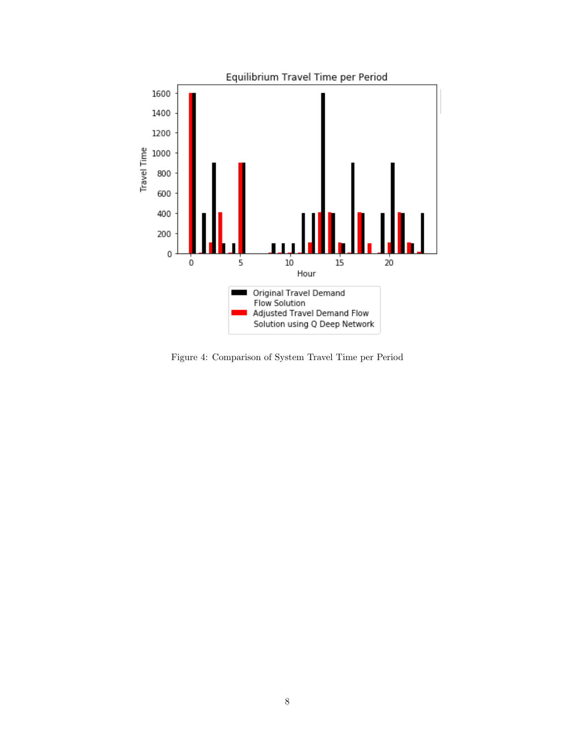Figure 4: Comparison of System Travel Time per Period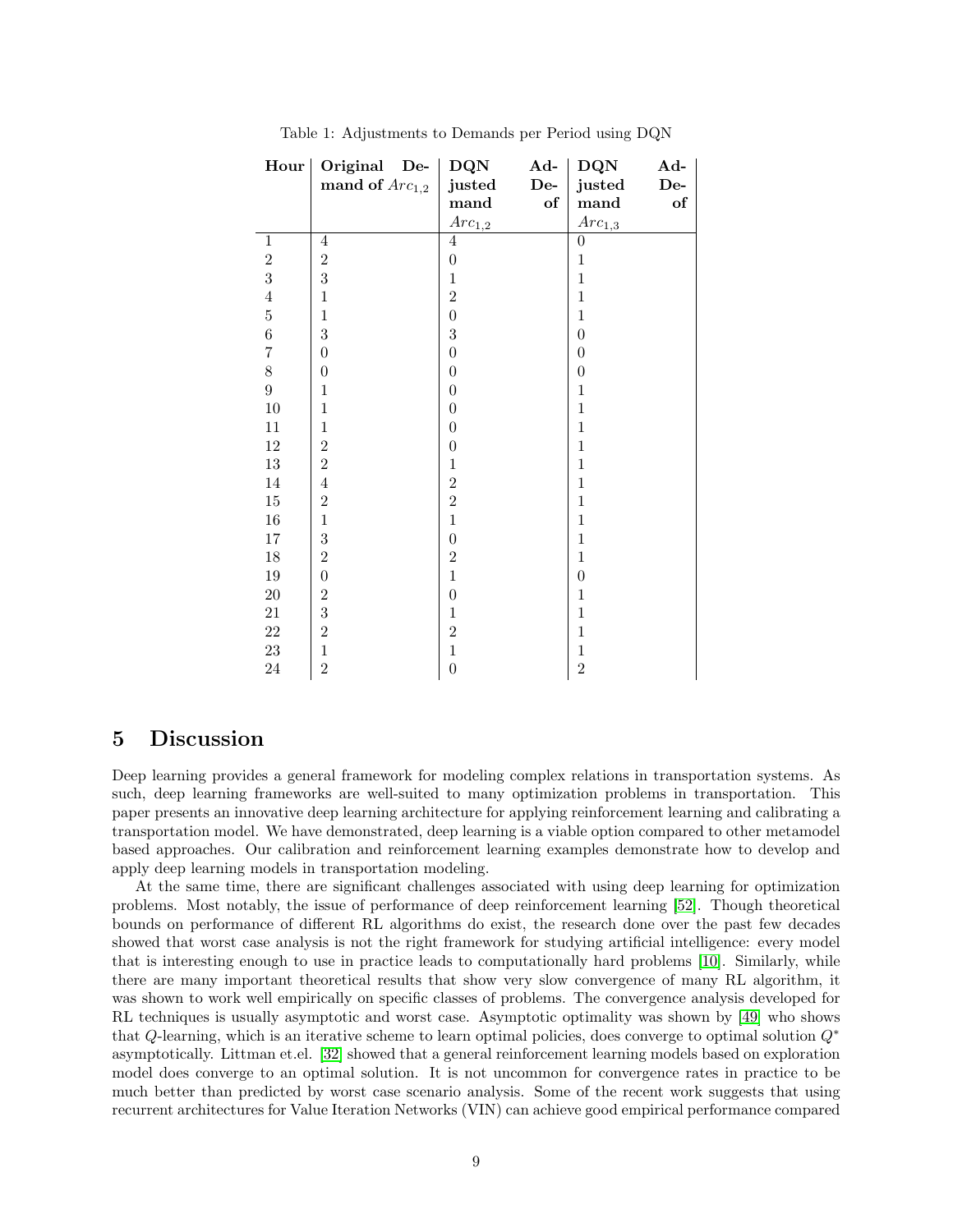Table 1: Adjustments to Demands per Period using DQN

| Hour | Original Demand of $Arc_{1,2}$ | DQN Adjusted Demand of $Arc_{1,2}$ | DQN Adjusted Demand of $Arc_{1,3}$ |
|---|---|---|---|
| 1 | 4 | 4 | 0 |
| 2 | 2 | 0 | 1 |
| 3 | 3 | 1 | 1 |
| 4 | 1 | 2 | 1 |
| 5 | 1 | 0 | 1 |
| 6 | 3 | 3 | 0 |
| 7 | 0 | 0 | 0 |
| 8 | 0 | 0 | 0 |
| 9 | 1 | 0 | 1 |
| 10 | 1 | 0 | 1 |
| 11 | 1 | 0 | 1 |
| 12 | 2 | 0 | 1 |
| 13 | 2 | 1 | 1 |
| 14 | 4 | 2 | 1 |
| 15 | 2 | 2 | 1 |
| 16 | 1 | 1 | 1 |
| 17 | 3 | 0 | 1 |
| 18 | 2 | 2 | 1 |
| 19 | 0 | 1 | 0 |
| 20 | 2 | 0 | 1 |
| 21 | 3 | 1 | 1 |
| 22 | 2 | 2 | 1 |
| 23 | 1 | 1 | 1 |
| 24 | 2 | 0 | 2 |

# 5 Discussion

Deep learning provides a general framework for modeling complex relations in transportation systems. As such, deep learning frameworks are well-suited to many optimization problems in transportation. This paper presents an innovative deep learning architecture for applying reinforcement learning and calibrating a transportation model. We have demonstrated, deep learning is a viable option compared to other metamodel based approaches. Our calibration and reinforcement learning examples demonstrate how to develop and apply deep learning models in transportation modeling.

At the same time, there are significant challenges associated with using deep learning for optimization problems. Most notably, the issue of performance of deep reinforcement learning [52]. Though theoretical bounds on performance of different RL algorithms do exist, the research done over the past few decades showed that worst case analysis is not the right framework for studying artificial intelligence: every model that is interesting enough to use in practice leads to computationally hard problems [10]. Similarly, while there are many important theoretical results that show very slow convergence of many RL algorithm, it was shown to work well empirically on specific classes of problems. The convergence analysis developed for RL techniques is usually asymptotic and worst case. Asymptotic optimality was shown by [49] who shows that $Q$-learning, which is an iterative scheme to learn optimal policies, does converge to optimal solution $Q^*$ asymptotically. Littman et.el. [32] showed that a general reinforcement learning models based on exploration model does converge to an optimal solution. It is not uncommon for convergence rates in practice to be much better than predicted by worst case scenario analysis. Some of the recent work suggests that using recurrent architectures for Value Iteration Networks (VIN) can achieve good empirical performance compared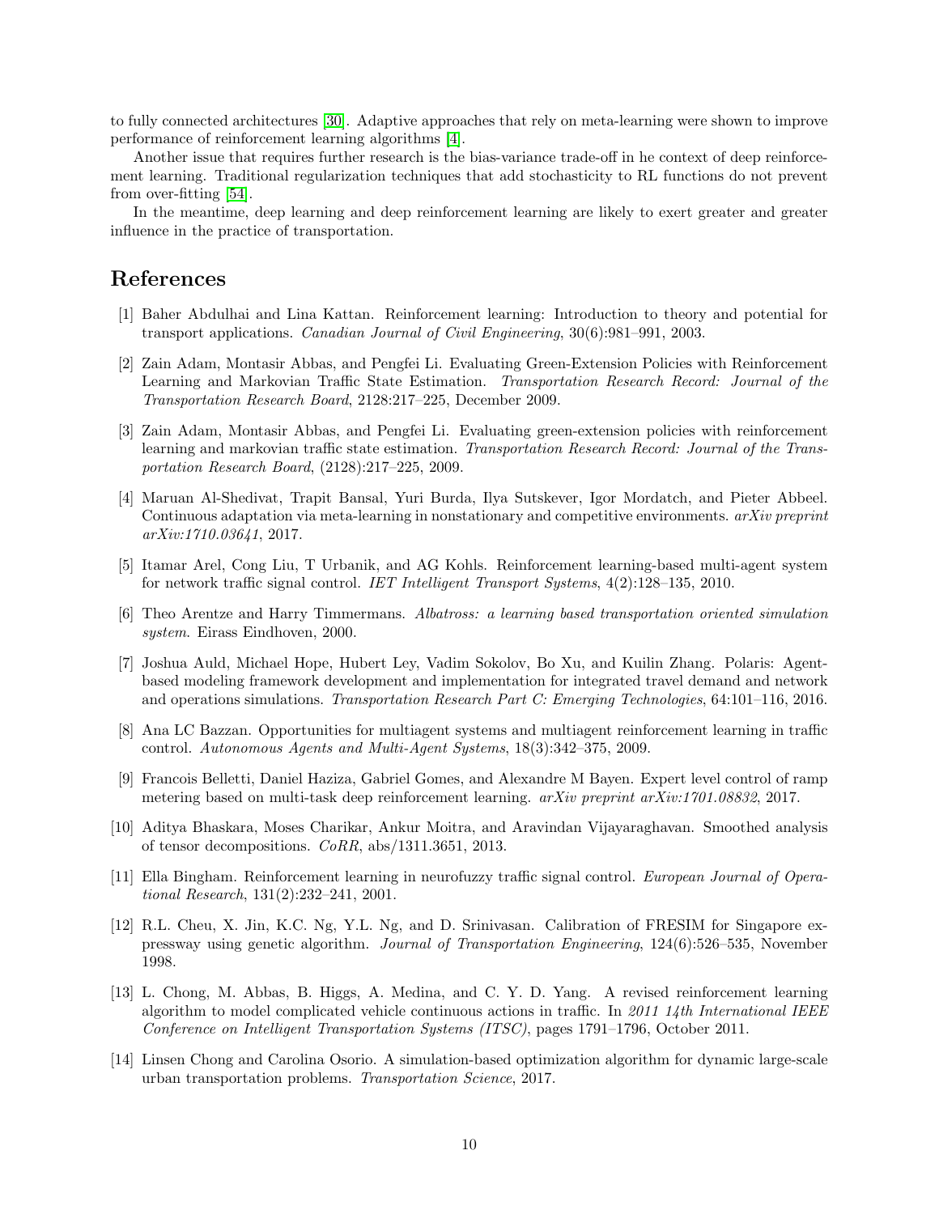to fully connected architectures [30]. Adaptive approaches that rely on meta-learning were shown to improve performance of reinforcement learning algorithms [4].

Another issue that requires further research is the bias-variance trade-off in he context of deep reinforcement learning. Traditional regularization techniques that add stochasticity to RL functions do not prevent from over-fitting [54].

In the meantime, deep learning and deep reinforcement learning are likely to exert greater and greater influence in the practice of transportation.

# References

[1] Baher Abdulhai and Lina Kattan. Reinforcement learning: Introduction to theory and potential for transport applications. *Canadian Journal of Civil Engineering*, 30(6):981–991, 2003.

[2] Zain Adam, Montasir Abbas, and Pengfei Li. Evaluating Green-Extension Policies with Reinforcement Learning and Markovian Traffic State Estimation. *Transportation Research Record: Journal of the Transportation Research Board*, 2128:217–225, December 2009.

[3] Zain Adam, Montasir Abbas, and Pengfei Li. Evaluating green-extension policies with reinforcement learning and markovian traffic state estimation. *Transportation Research Record: Journal of the Transportation Research Board*, (2128):217–225, 2009.

[4] Maruan Al-Shedivat, Trapit Bansal, Yuri Burda, Ilya Sutskever, Igor Mordatch, and Pieter Abbeel. Continuous adaptation via meta-learning in nonstationary and competitive environments. *arXiv preprint arXiv:1710.03641*, 2017.

[5] Itamar Arel, Cong Liu, T Urbanik, and AG Kohls. Reinforcement learning-based multi-agent system for network traffic signal control. *IET Intelligent Transport Systems*, 4(2):128–135, 2010.

[6] Theo Arentze and Harry Timmermans. *Albatross: a learning based transportation oriented simulation system*. Eirass Eindhoven, 2000.

[7] Joshua Auld, Michael Hope, Hubert Ley, Vadim Sokolov, Bo Xu, and Kuilin Zhang. Polaris: Agent-based modeling framework development and implementation for integrated travel demand and network and operations simulations. *Transportation Research Part C: Emerging Technologies*, 64:101–116, 2016.

[8] Ana LC Bazzan. Opportunities for multiagent systems and multiagent reinforcement learning in traffic control. *Autonomous Agents and Multi-Agent Systems*, 18(3):342–375, 2009.

[9] Francois Belletti, Daniel Haziza, Gabriel Gomes, and Alexandre M Bayen. Expert level control of ramp metering based on multi-task deep reinforcement learning. *arXiv preprint arXiv:1701.08832*, 2017.

[10] Aditya Bhaskara, Moses Charikar, Ankur Moitra, and Aravindan Vijayaraghavan. Smoothed analysis of tensor decompositions. *CoRR*, abs/1311.3651, 2013.

[11] Ella Bingham. Reinforcement learning in neurofuzzy traffic signal control. *European Journal of Operational Research*, 131(2):232–241, 2001.

[12] R.L. Cheu, X. Jin, K.C. Ng, Y.L. Ng, and D. Srinivasan. Calibration of FRESIM for Singapore expressway using genetic algorithm. *Journal of Transportation Engineering*, 124(6):526–535, November 1998.

[13] L. Chong, M. Abbas, B. Higgs, A. Medina, and C. Y. D. Yang. A revised reinforcement learning algorithm to model complicated vehicle continuous actions in traffic. In *2011 14th International IEEE Conference on Intelligent Transportation Systems (ITSC)*, pages 1791–1796, October 2011.

[14] Linsen Chong and Carolina Osorio. A simulation-based optimization algorithm for dynamic large-scale urban transportation problems. *Transportation Science*, 2017.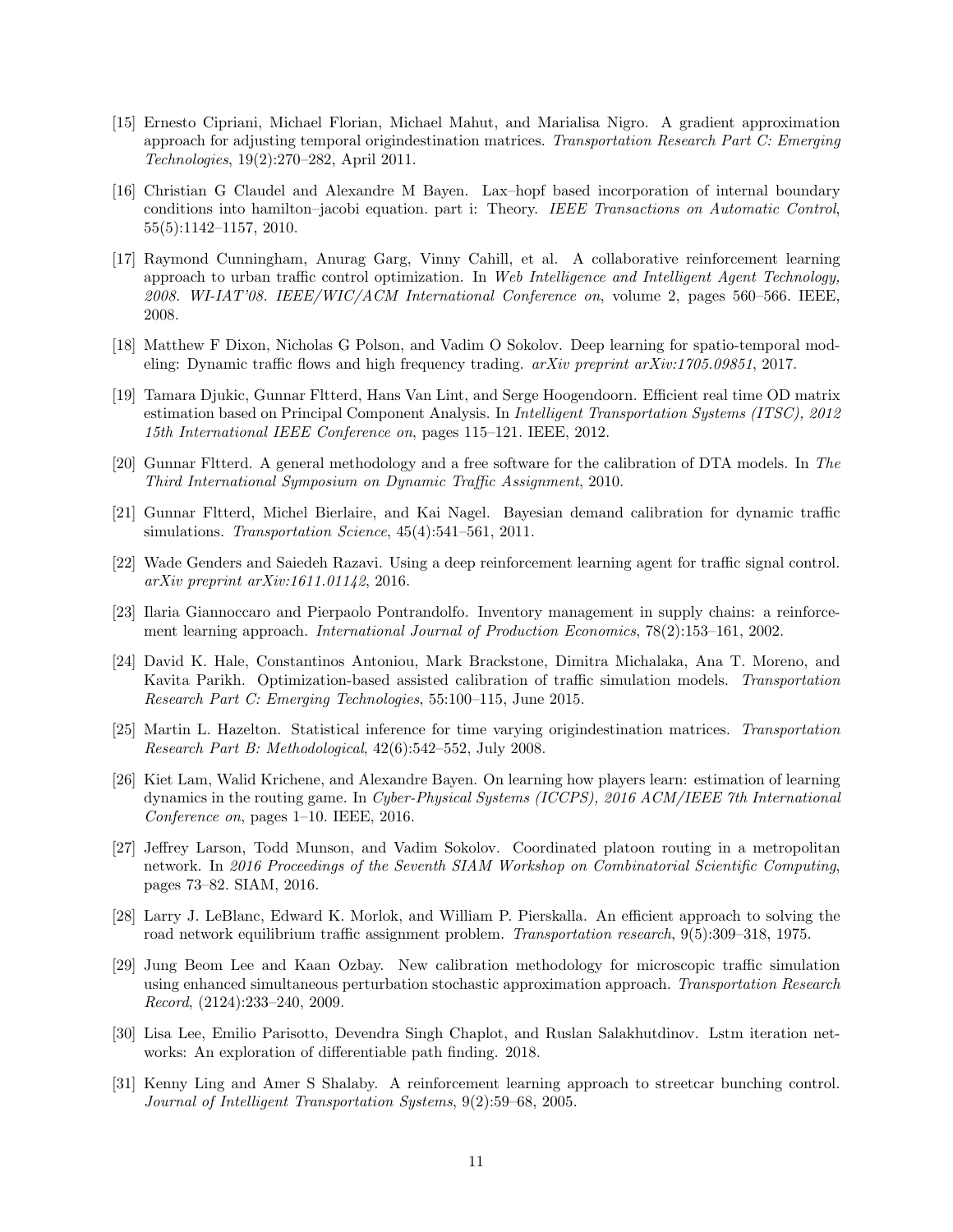[15] Ernesto Cipriani, Michael Florian, Michael Mahut, and Marialisa Nigro. A gradient approximation approach for adjusting temporal origindestination matrices. *Transportation Research Part C: Emerging Technologies*, 19(2):270–282, April 2011.

[16] Christian G Claudel and Alexandre M Bayen. Lax–hopf based incorporation of internal boundary conditions into hamilton–jacobi equation. part i: Theory. *IEEE Transactions on Automatic Control*, 55(5):1142–1157, 2010.

[17] Raymond Cunningham, Anurag Garg, Vinny Cahill, et al. A collaborative reinforcement learning approach to urban traffic control optimization. In *Web Intelligence and Intelligent Agent Technology, 2008. WI-IAT'08. IEEE/WIC/ACM International Conference on*, volume 2, pages 560–566. IEEE, 2008.

[18] Matthew F Dixon, Nicholas G Polson, and Vadim O Sokolov. Deep learning for spatio-temporal modeling: Dynamic traffic flows and high frequency trading. *arXiv preprint arXiv:1705.09851*, 2017.

[19] Tamara Djukic, Gunnar Fltterd, Hans Van Lint, and Serge Hoogendoorn. Efficient real time OD matrix estimation based on Principal Component Analysis. In *Intelligent Transportation Systems (ITSC), 2012 15th International IEEE Conference on*, pages 115–121. IEEE, 2012.

[20] Gunnar Fltterd. A general methodology and a free software for the calibration of DTA models. In *The Third International Symposium on Dynamic Traffic Assignment*, 2010.

[21] Gunnar Fltterd, Michel Bierlaire, and Kai Nagel. Bayesian demand calibration for dynamic traffic simulations. *Transportation Science*, 45(4):541–561, 2011.

[22] Wade Genders and Saiedeh Razavi. Using a deep reinforcement learning agent for traffic signal control. *arXiv preprint arXiv:1611.01142*, 2016.

[23] Ilaria Giannoccaro and Pierpaolo Pontrandolfo. Inventory management in supply chains: a reinforcement learning approach. *International Journal of Production Economics*, 78(2):153–161, 2002.

[24] David K. Hale, Constantinos Antoniou, Mark Brackstone, Dimitra Michalaka, Ana T. Moreno, and Kavita Parikh. Optimization-based assisted calibration of traffic simulation models. *Transportation Research Part C: Emerging Technologies*, 55:100–115, June 2015.

[25] Martin L. Hazelton. Statistical inference for time varying origindestination matrices. *Transportation Research Part B: Methodological*, 42(6):542–552, July 2008.

[26] Kiet Lam, Walid Krichene, and Alexandre Bayen. On learning how players learn: estimation of learning dynamics in the routing game. In *Cyber-Physical Systems (ICCPS), 2016 ACM/IEEE 7th International Conference on*, pages 1–10. IEEE, 2016.

[27] Jeffrey Larson, Todd Munson, and Vadim Sokolov. Coordinated platoon routing in a metropolitan network. In *2016 Proceedings of the Seventh SIAM Workshop on Combinatorial Scientific Computing*, pages 73–82. SIAM, 2016.

[28] Larry J. LeBlanc, Edward K. Morlok, and William P. Pierskalla. An efficient approach to solving the road network equilibrium traffic assignment problem. *Transportation research*, 9(5):309–318, 1975.

[29] Jung Beom Lee and Kaan Ozbay. New calibration methodology for microscopic traffic simulation using enhanced simultaneous perturbation stochastic approximation approach. *Transportation Research Record*, (2124):233–240, 2009.

[30] Lisa Lee, Emilio Parisotto, Devendra Singh Chaplot, and Ruslan Salakhutdinov. Lstm iteration networks: An exploration of differentiable path finding. 2018.

[31] Kenny Ling and Amer S Shalaby. A reinforcement learning approach to streetcar bunching control. *Journal of Intelligent Transportation Systems*, 9(2):59–68, 2005.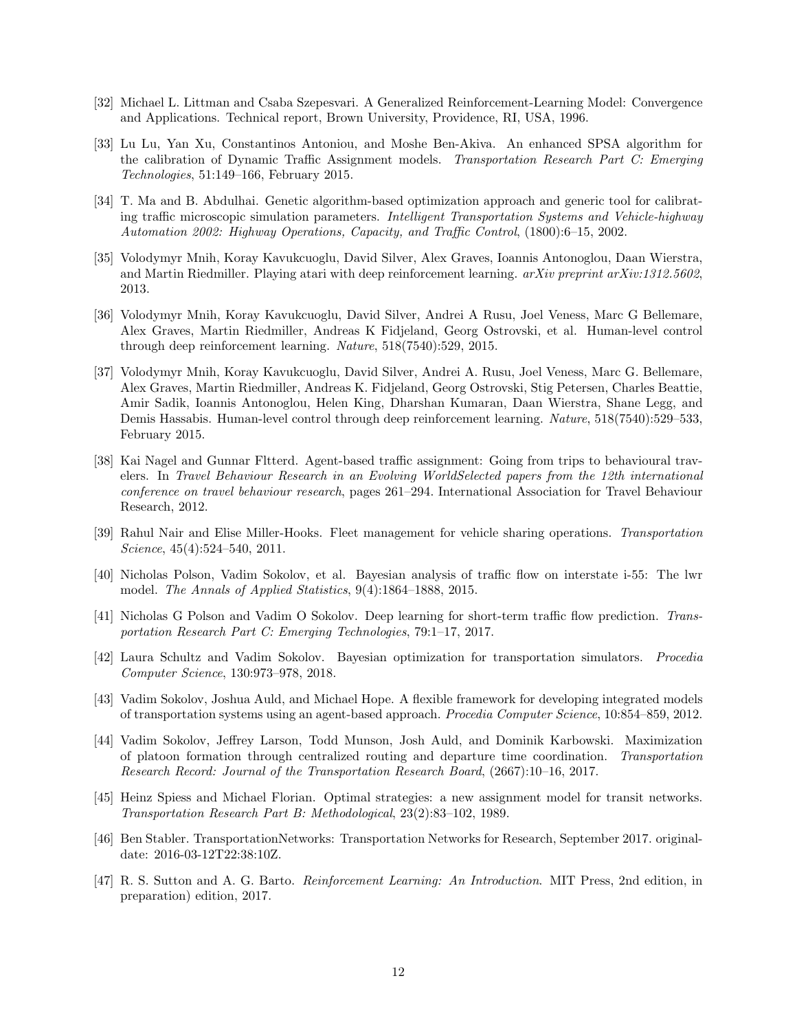[32] Michael L. Littman and Csaba Szepesvari. A Generalized Reinforcement-Learning Model: Convergence and Applications. Technical report, Brown University, Providence, RI, USA, 1996.

[33] Lu Lu, Yan Xu, Constantinos Antoniou, and Moshe Ben-Akiva. An enhanced SPSA algorithm for the calibration of Dynamic Traffic Assignment models. *Transportation Research Part C: Emerging Technologies*, 51:149–166, February 2015.

[34] T. Ma and B. Abdulhai. Genetic algorithm-based optimization approach and generic tool for calibrating traffic microscopic simulation parameters. *Intelligent Transportation Systems and Vehicle-highway Automation 2002: Highway Operations, Capacity, and Traffic Control*, (1800):6–15, 2002.

[35] Volodymyr Mnih, Koray Kavukcuoglu, David Silver, Alex Graves, Ioannis Antonoglou, Daan Wierstra, and Martin Riedmiller. Playing atari with deep reinforcement learning. *arXiv preprint arXiv:1312.5602*, 2013.

[36] Volodymyr Mnih, Koray Kavukcuoglu, David Silver, Andrei A Rusu, Joel Veness, Marc G Bellemare, Alex Graves, Martin Riedmiller, Andreas K Fidjeland, Georg Ostrovski, et al. Human-level control through deep reinforcement learning. *Nature*, 518(7540):529, 2015.

[37] Volodymyr Mnih, Koray Kavukcuoglu, David Silver, Andrei A. Rusu, Joel Veness, Marc G. Bellemare, Alex Graves, Martin Riedmiller, Andreas K. Fidjeland, Georg Ostrovski, Stig Petersen, Charles Beattie, Amir Sadik, Ioannis Antonoglou, Helen King, Dharshan Kumaran, Daan Wierstra, Shane Legg, and Demis Hassabis. Human-level control through deep reinforcement learning. *Nature*, 518(7540):529–533, February 2015.

[38] Kai Nagel and Gunnar Fltterd. Agent-based traffic assignment: Going from trips to behavioural travelers. In *Travel Behaviour Research in an Evolving WorldSelected papers from the 12th international conference on travel behaviour research*, pages 261–294. International Association for Travel Behaviour Research, 2012.

[39] Rahul Nair and Elise Miller-Hooks. Fleet management for vehicle sharing operations. *Transportation Science*, 45(4):524–540, 2011.

[40] Nicholas Polson, Vadim Sokolov, et al. Bayesian analysis of traffic flow on interstate i-55: The lwr model. *The Annals of Applied Statistics*, 9(4):1864–1888, 2015.

[41] Nicholas G Polson and Vadim O Sokolov. Deep learning for short-term traffic flow prediction. *Transportation Research Part C: Emerging Technologies*, 79:1–17, 2017.

[42] Laura Schultz and Vadim Sokolov. Bayesian optimization for transportation simulators. *Procedia Computer Science*, 130:973–978, 2018.

[43] Vadim Sokolov, Joshua Auld, and Michael Hope. A flexible framework for developing integrated models of transportation systems using an agent-based approach. *Procedia Computer Science*, 10:854–859, 2012.

[44] Vadim Sokolov, Jeffrey Larson, Todd Munson, Josh Auld, and Dominik Karbowski. Maximization of platoon formation through centralized routing and departure time coordination. *Transportation Research Record: Journal of the Transportation Research Board*, (2667):10–16, 2017.

[45] Heinz Spiess and Michael Florian. Optimal strategies: a new assignment model for transit networks. *Transportation Research Part B: Methodological*, 23(2):83–102, 1989.

[46] Ben Stabler. TransportationNetworks: Transportation Networks for Research, September 2017. original-date: 2016-03-12T22:38:10Z.

[47] R. S. Sutton and A. G. Barto. *Reinforcement Learning: An Introduction*. MIT Press, 2nd edition, in preparation) edition, 2017.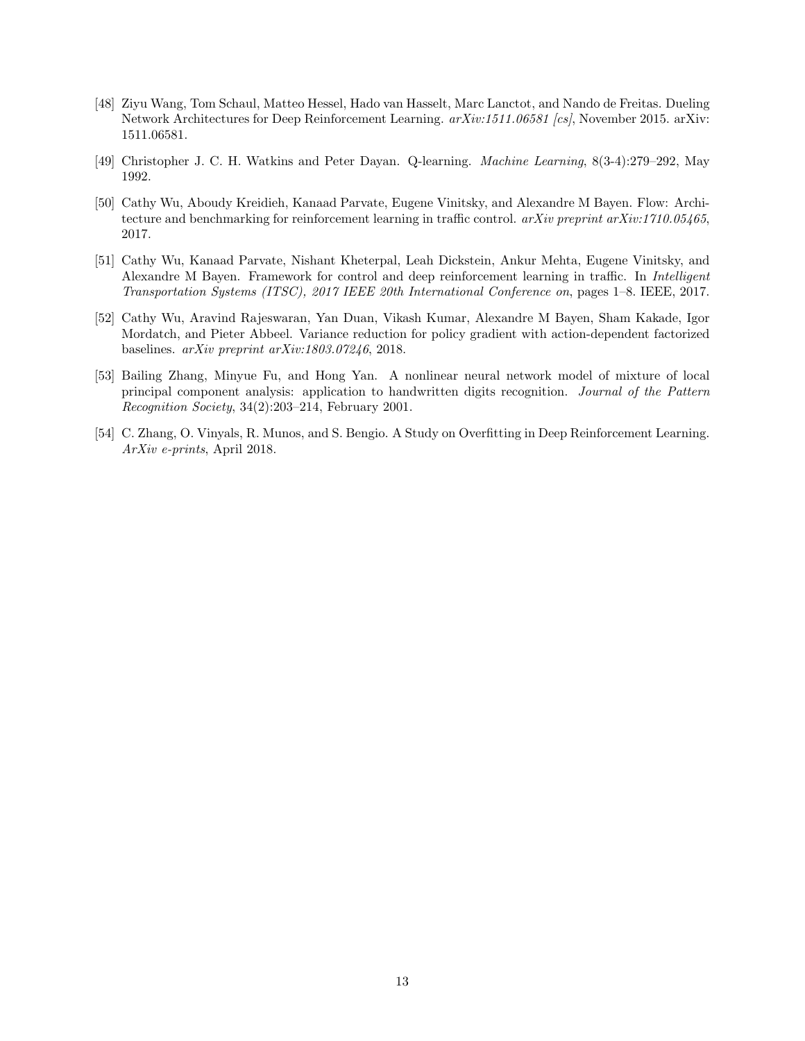[48] Ziyu Wang, Tom Schaul, Matteo Hessel, Hado van Hasselt, Marc Lanctot, and Nando de Freitas. Dueling Network Architectures for Deep Reinforcement Learning. *arXiv:1511.06581 [cs]*, November 2015. arXiv: 1511.06581.

[49] Christopher J. C. H. Watkins and Peter Dayan. Q-learning. *Machine Learning*, 8(3-4):279–292, May 1992.

[50] Cathy Wu, Aboudy Kreidieh, Kanaad Parvate, Eugene Vinitsky, and Alexandre M Bayen. Flow: Architecture and benchmarking for reinforcement learning in traffic control. *arXiv preprint arXiv:1710.05465*, 2017.

[51] Cathy Wu, Kanaad Parvate, Nishant Kheterpal, Leah Dickstein, Ankur Mehta, Eugene Vinitsky, and Alexandre M Bayen. Framework for control and deep reinforcement learning in traffic. In *Intelligent Transportation Systems (ITSC), 2017 IEEE 20th International Conference on*, pages 1–8. IEEE, 2017.

[52] Cathy Wu, Aravind Rajeswaran, Yan Duan, Vikash Kumar, Alexandre M Bayen, Sham Kakade, Igor Mordatch, and Pieter Abbeel. Variance reduction for policy gradient with action-dependent factorized baselines. *arXiv preprint arXiv:1803.07246*, 2018.

[53] Bailing Zhang, Minyue Fu, and Hong Yan. A nonlinear neural network model of mixture of local principal component analysis: application to handwritten digits recognition. *Journal of the Pattern Recognition Society*, 34(2):203–214, February 2001.

[54] C. Zhang, O. Vinyals, R. Munos, and S. Bengio. A Study on Overfitting in Deep Reinforcement Learning. *ArXiv e-prints*, April 2018.